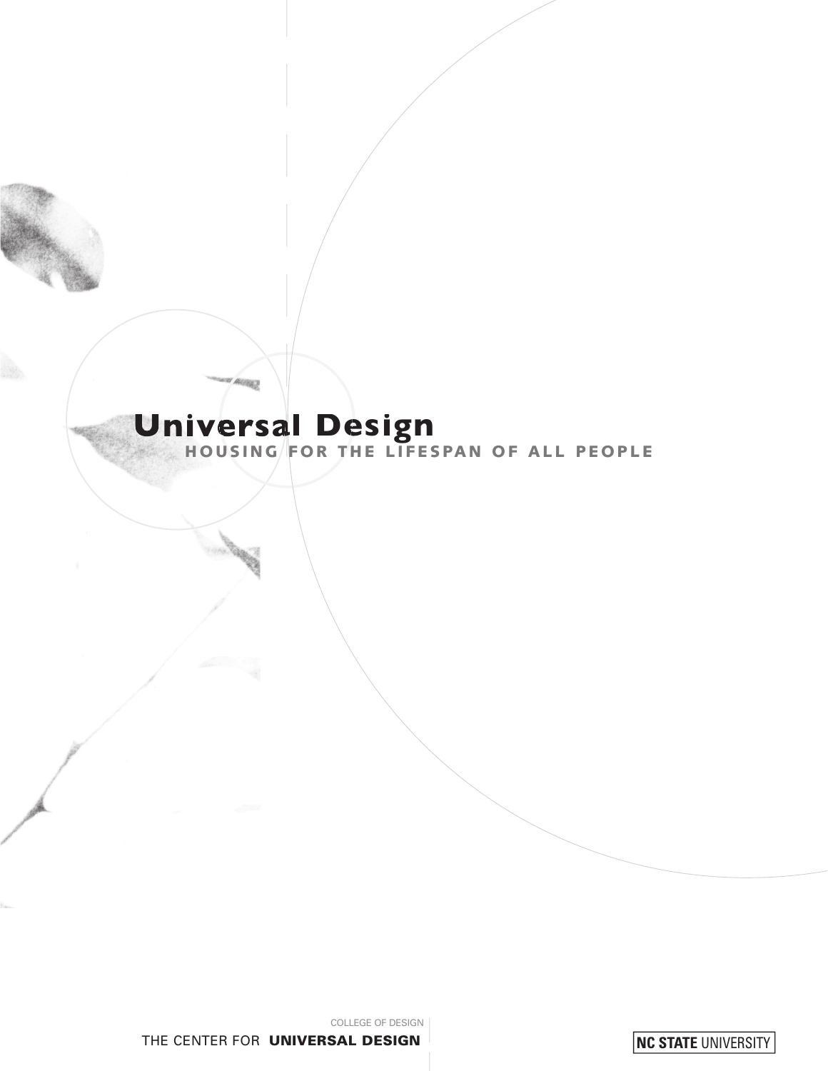# Universal Design

## HOUSING FOR THE LIFESPAN OF ALL PEOPLE

COLLEGE OF DESIGN

THE CENTER FOR **UNIVERSAL DESIGN**

**NC STATE** UNIVERSITY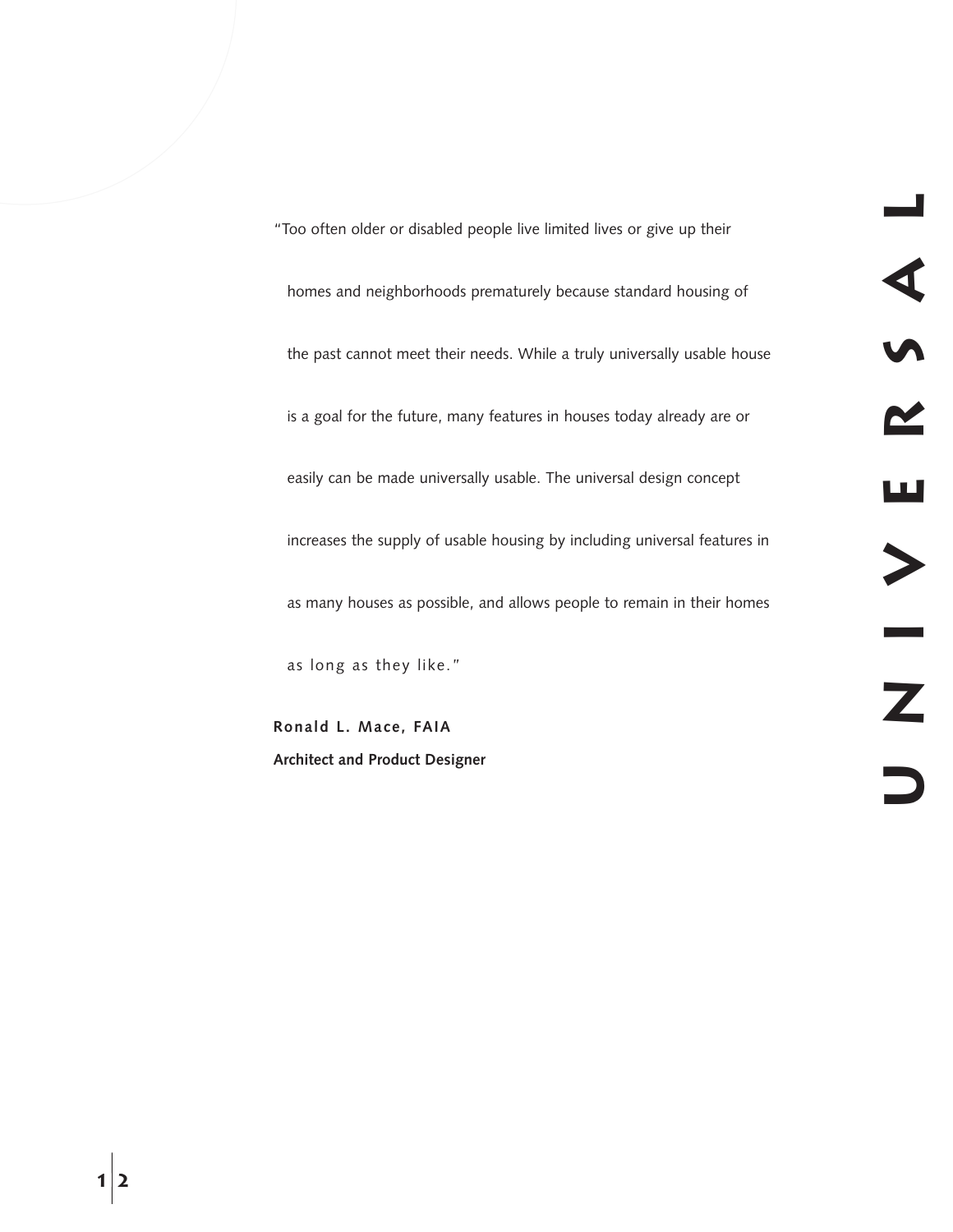"Too often older or disabled people live limited lives or give up their homes and neighborhoods prematurely because standard housing of the past cannot meet their needs. While a truly universally usable house is a goal for the future, many features in houses today already are or easily can be made universally usable. The universal design concept increases the supply of usable housing by including universal features in as many houses as possible, and allows people to remain in their homes as long as they like."

**Ronald L. Mace, FAIA**
**Architect and Product Designer**

UNIVERSAL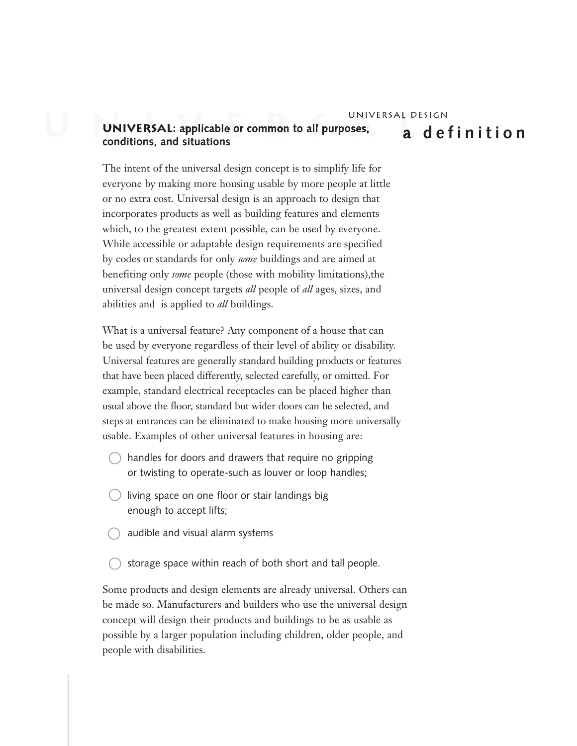UNIVERSAL DESIGN

# a definition

**UNIVERSAL: applicable or common to all purposes, conditions, and situations**

The intent of the universal design concept is to simplify life for everyone by making more housing usable by more people at little or no extra cost. Universal design is an approach to design that incorporates products as well as building features and elements which, to the greatest extent possible, can be used by everyone. While accessible or adaptable design requirements are specified by codes or standards for only *some* buildings and are aimed at benefiting only *some* people (those with mobility limitations),the universal design concept targets *all* people of *all* ages, sizes, and abilities and is applied to *all* buildings.

What is a universal feature? Any component of a house that can be used by everyone regardless of their level of ability or disability. Universal features are generally standard building products or features that have been placed differently, selected carefully, or omitted. For example, standard electrical receptacles can be placed higher than usual above the floor, standard but wider doors can be selected, and steps at entrances can be eliminated to make housing more universally usable. Examples of other universal features in housing are:

- handles for doors and drawers that require no gripping or twisting to operate-such as louver or loop handles;
- living space on one floor or stair landings big enough to accept lifts;
- audible and visual alarm systems
- storage space within reach of both short and tall people.

Some products and design elements are already universal. Others can be made so. Manufacturers and builders who use the universal design concept will design their products and buildings to be as usable as possible by a larger population including children, older people, and people with disabilities.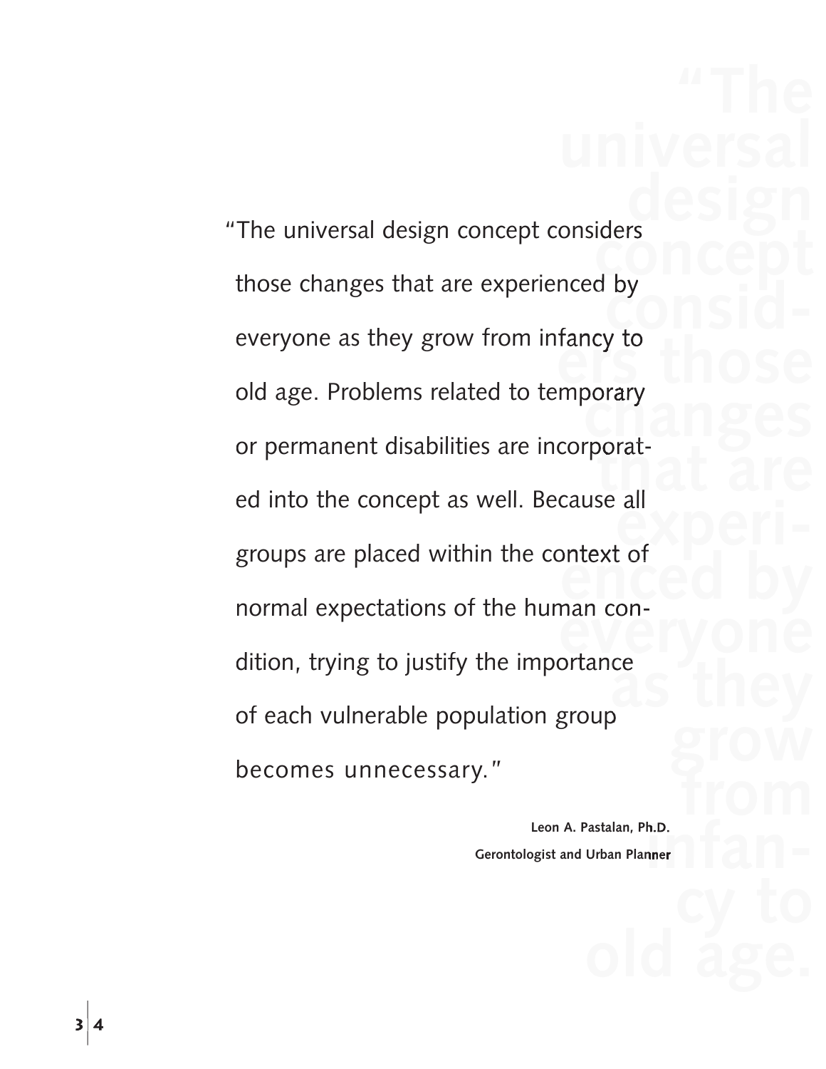"The universal design concept considers those changes that are experienced by everyone as they grow from infancy to old age. Problems related to temporary or permanent disabilities are incorporated into the concept as well. Because all groups are placed within the context of normal expectations of the human condition, trying to justify the importance of each vulnerable population group becomes unnecessary."

**Leon A. Pastalan, Ph.D.**
**Gerontologist and Urban Planner**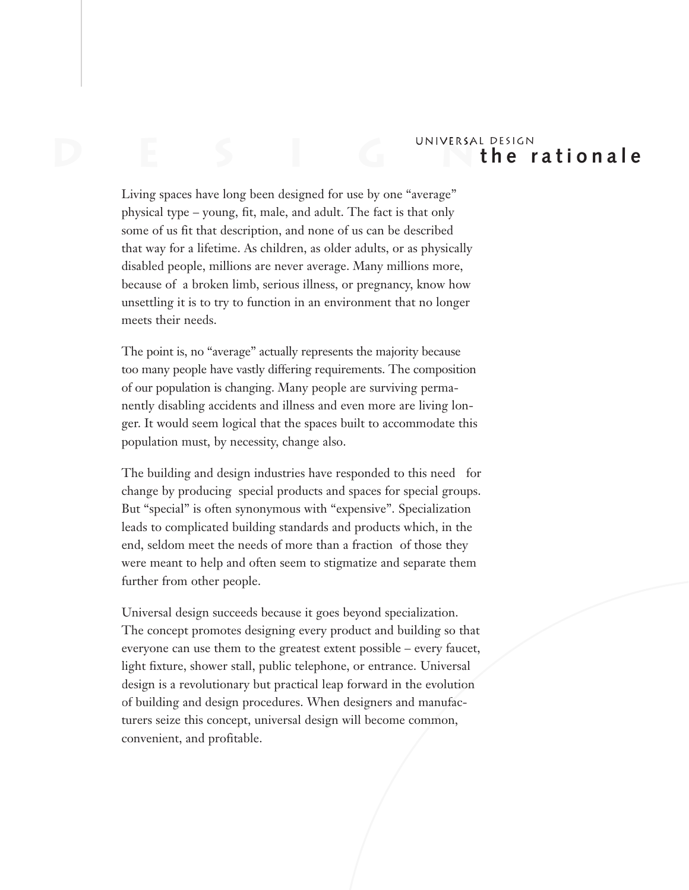UNIVERSAL DESIGN

# the rationale

Living spaces have long been designed for use by one "average" physical type – young, fit, male, and adult. The fact is that only some of us fit that description, and none of us can be described that way for a lifetime. As children, as older adults, or as physically disabled people, millions are never average. Many millions more, because of a broken limb, serious illness, or pregnancy, know how unsettling it is to try to function in an environment that no longer meets their needs.

The point is, no "average" actually represents the majority because too many people have vastly differing requirements. The composition of our population is changing. Many people are surviving permanently disabling accidents and illness and even more are living longer. It would seem logical that the spaces built to accommodate this population must, by necessity, change also.

The building and design industries have responded to this need for change by producing special products and spaces for special groups. But "special" is often synonymous with "expensive". Specialization leads to complicated building standards and products which, in the end, seldom meet the needs of more than a fraction of those they were meant to help and often seem to stigmatize and separate them further from other people.

Universal design succeeds because it goes beyond specialization. The concept promotes designing every product and building so that everyone can use them to the greatest extent possible – every faucet, light fixture, shower stall, public telephone, or entrance. Universal design is a revolutionary but practical leap forward in the evolution of building and design procedures. When designers and manufacturers seize this concept, universal design will become common, convenient, and profitable.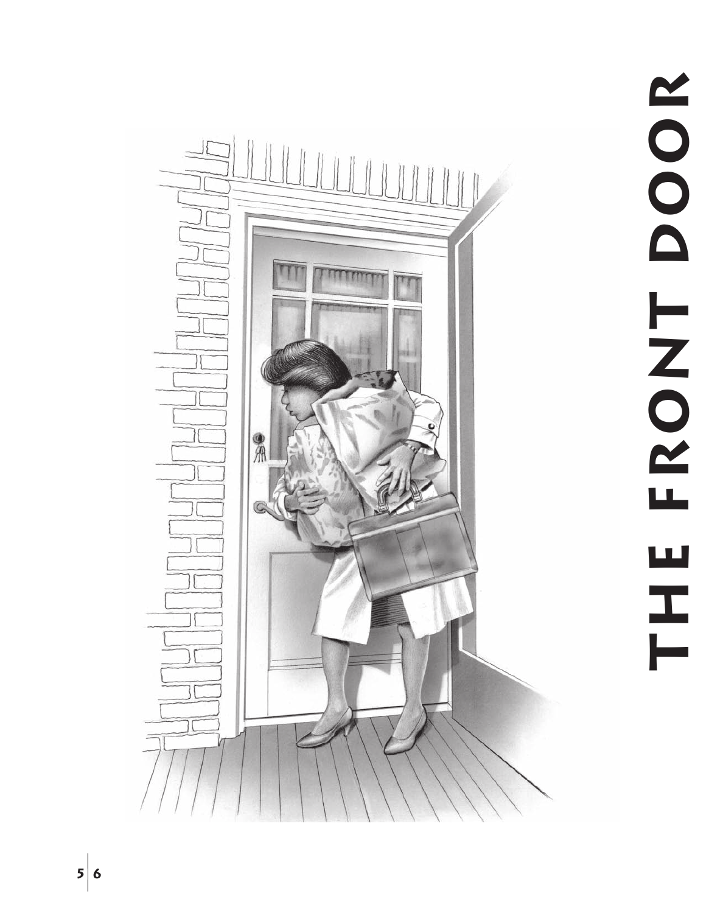# THE FRONT DOOR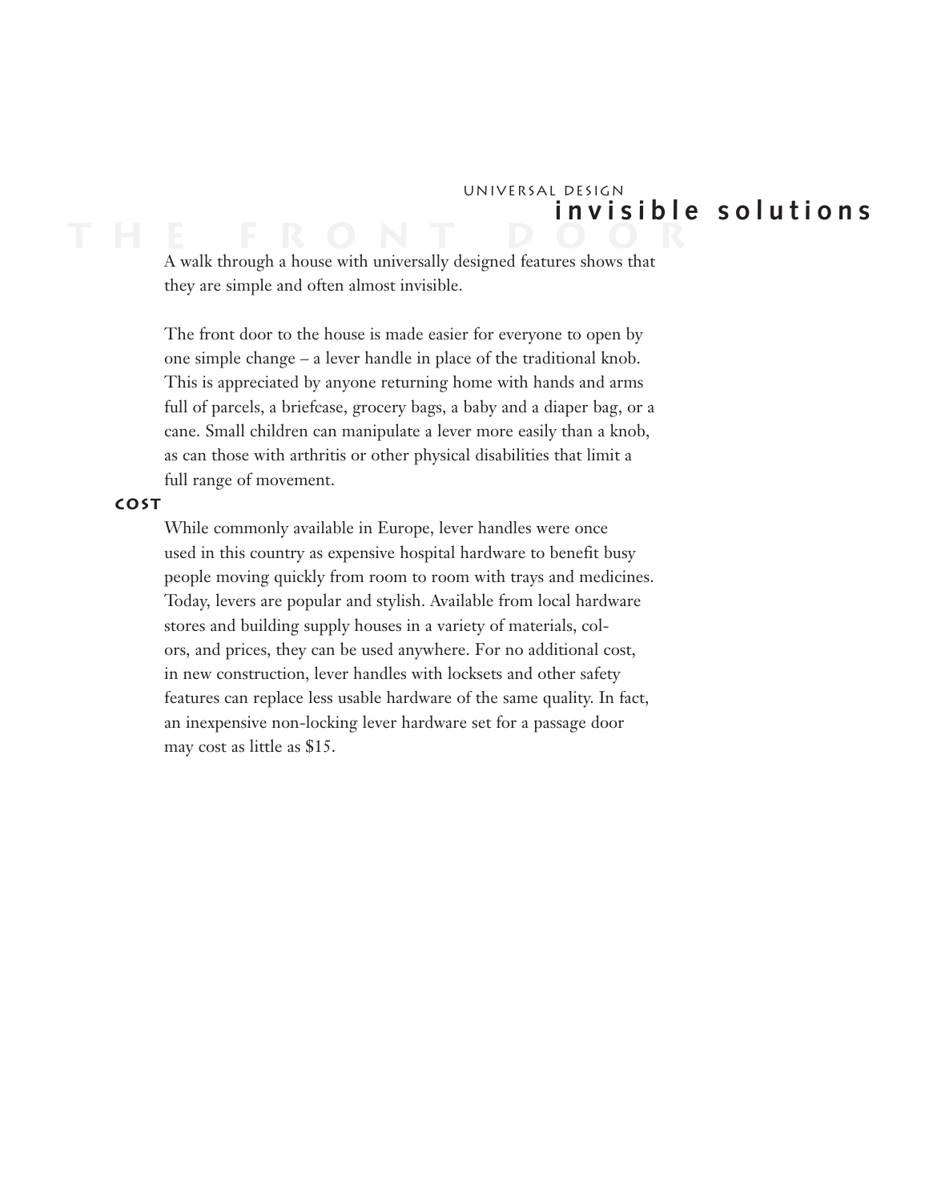UNIVERSAL DESIGN

# invisible solutions

## THE FRONT DOOR

A walk through a house with universally designed features shows that they are simple and often almost invisible.

The front door to the house is made easier for everyone to open by one simple change – a lever handle in place of the traditional knob. This is appreciated by anyone returning home with hands and arms full of parcels, a briefcase, grocery bags, a baby and a diaper bag, or a cane. Small children can manipulate a lever more easily than a knob, as can those with arthritis or other physical disabilities that limit a full range of movement.

### COST

While commonly available in Europe, lever handles were once used in this country as expensive hospital hardware to benefit busy people moving quickly from room to room with trays and medicines. Today, levers are popular and stylish. Available from local hardware stores and building supply houses in a variety of materials, colors, and prices, they can be used anywhere. For no additional cost, in new construction, lever handles with locksets and other safety features can replace less usable hardware of the same quality. In fact, an inexpensive non-locking lever hardware set for a passage door may cost as little as $15.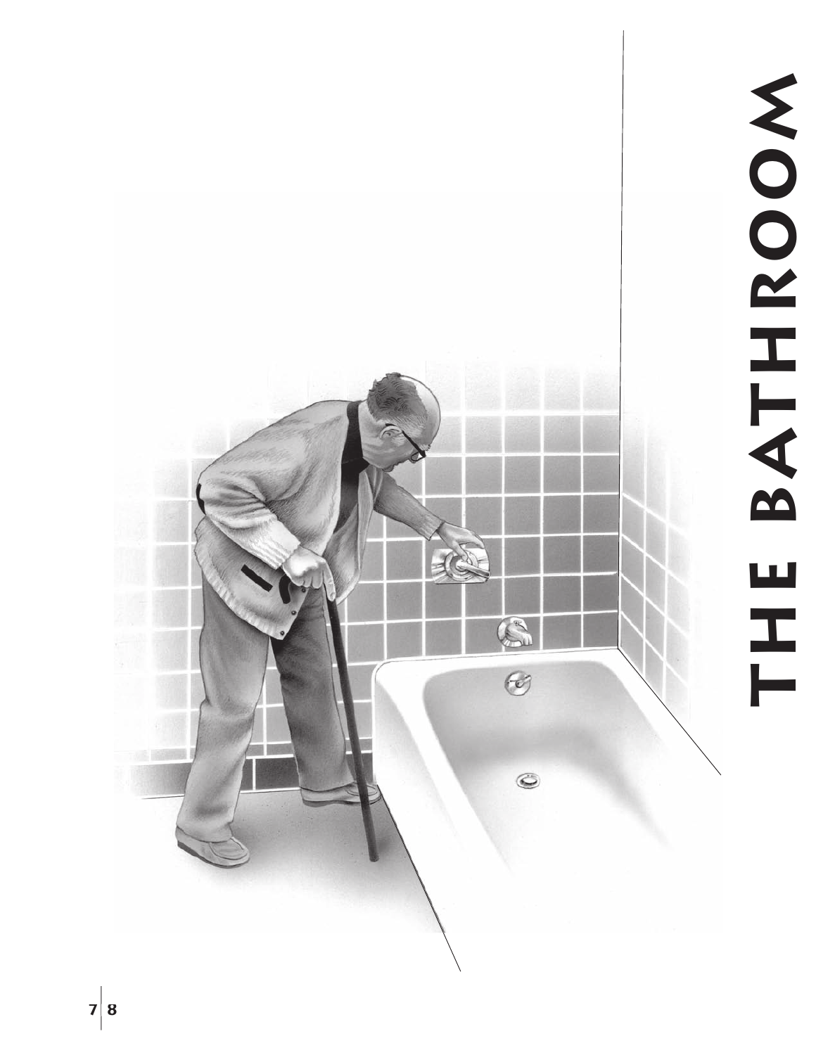# THE BATHROOM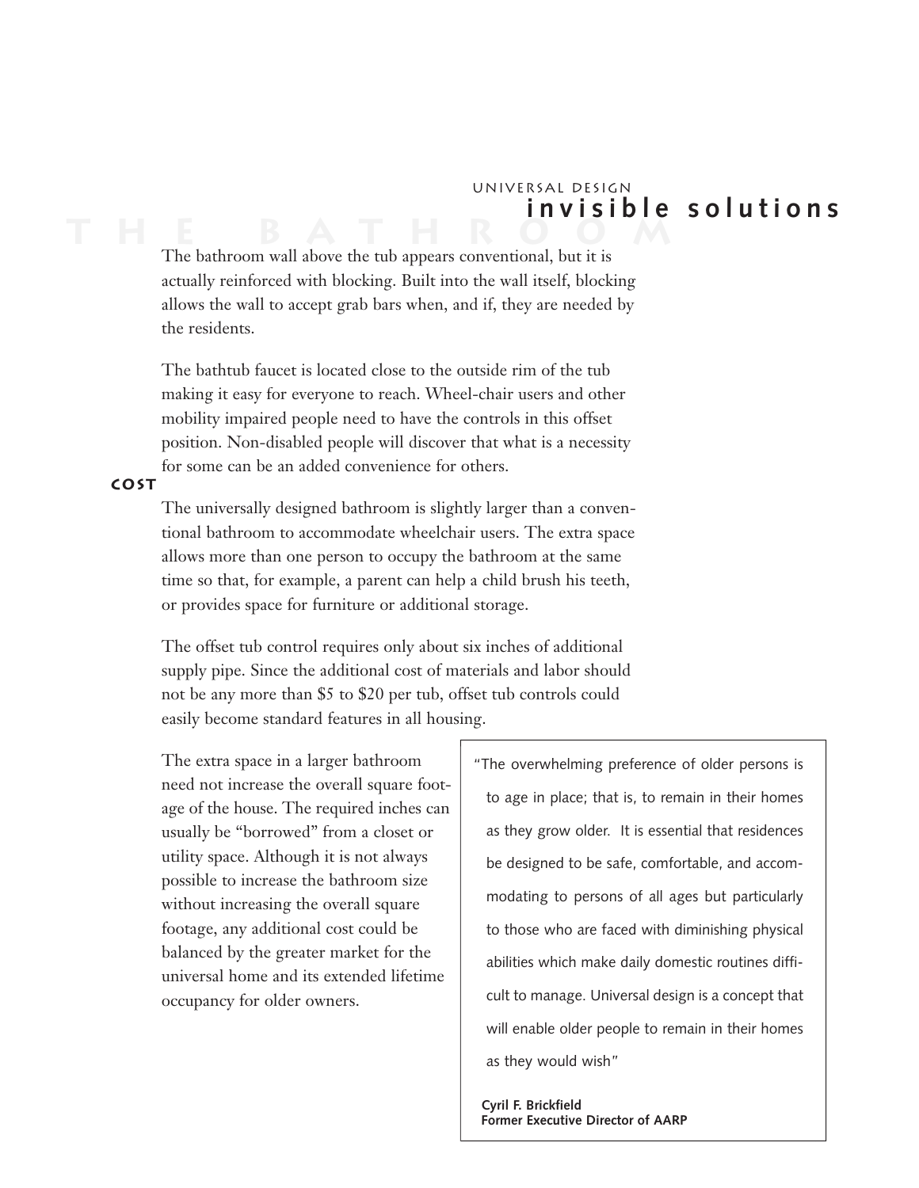UNIVERSAL DESIGN

# invisible solutions

## THE BATHROOM

The bathroom wall above the tub appears conventional, but it is actually reinforced with blocking. Built into the wall itself, blocking allows the wall to accept grab bars when, and if, they are needed by the residents.

The bathtub faucet is located close to the outside rim of the tub making it easy for everyone to reach. Wheel-chair users and other mobility impaired people need to have the controls in this offset position. Non-disabled people will discover that what is a necessity for some can be an added convenience for others.

### COST

The universally designed bathroom is slightly larger than a conventional bathroom to accommodate wheelchair users. The extra space allows more than one person to occupy the bathroom at the same time so that, for example, a parent can help a child brush his teeth, or provides space for furniture or additional storage.

The offset tub control requires only about six inches of additional supply pipe. Since the additional cost of materials and labor should not be any more than $5 to $20 per tub, offset tub controls could easily become standard features in all housing.

The extra space in a larger bathroom need not increase the overall square footage of the house. The required inches can usually be "borrowed" from a closet or utility space. Although it is not always possible to increase the bathroom size without increasing the overall square footage, any additional cost could be balanced by the greater market for the universal home and its extended lifetime occupancy for older owners.

> "The overwhelming preference of older persons is to age in place; that is, to remain in their homes as they grow older. It is essential that residences be designed to be safe, comfortable, and accommodating to persons of all ages but particularly to those who are faced with diminishing physical abilities which make daily domestic routines difficult to manage. Universal design is a concept that will enable older people to remain in their homes as they would wish"
>
> **Cyril F. Brickfield**
> **Former Executive Director of AARP**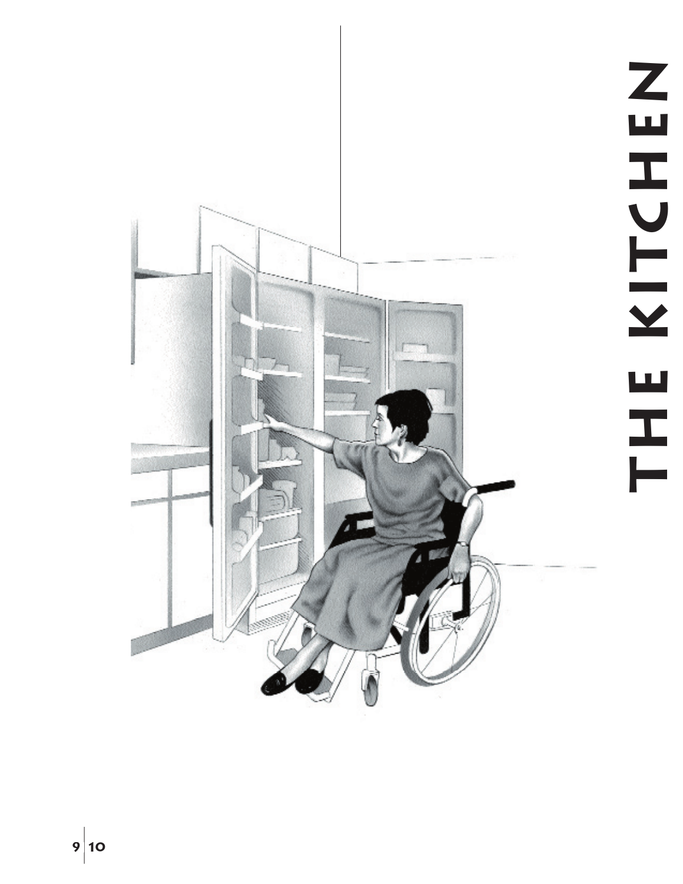# THE KITCHEN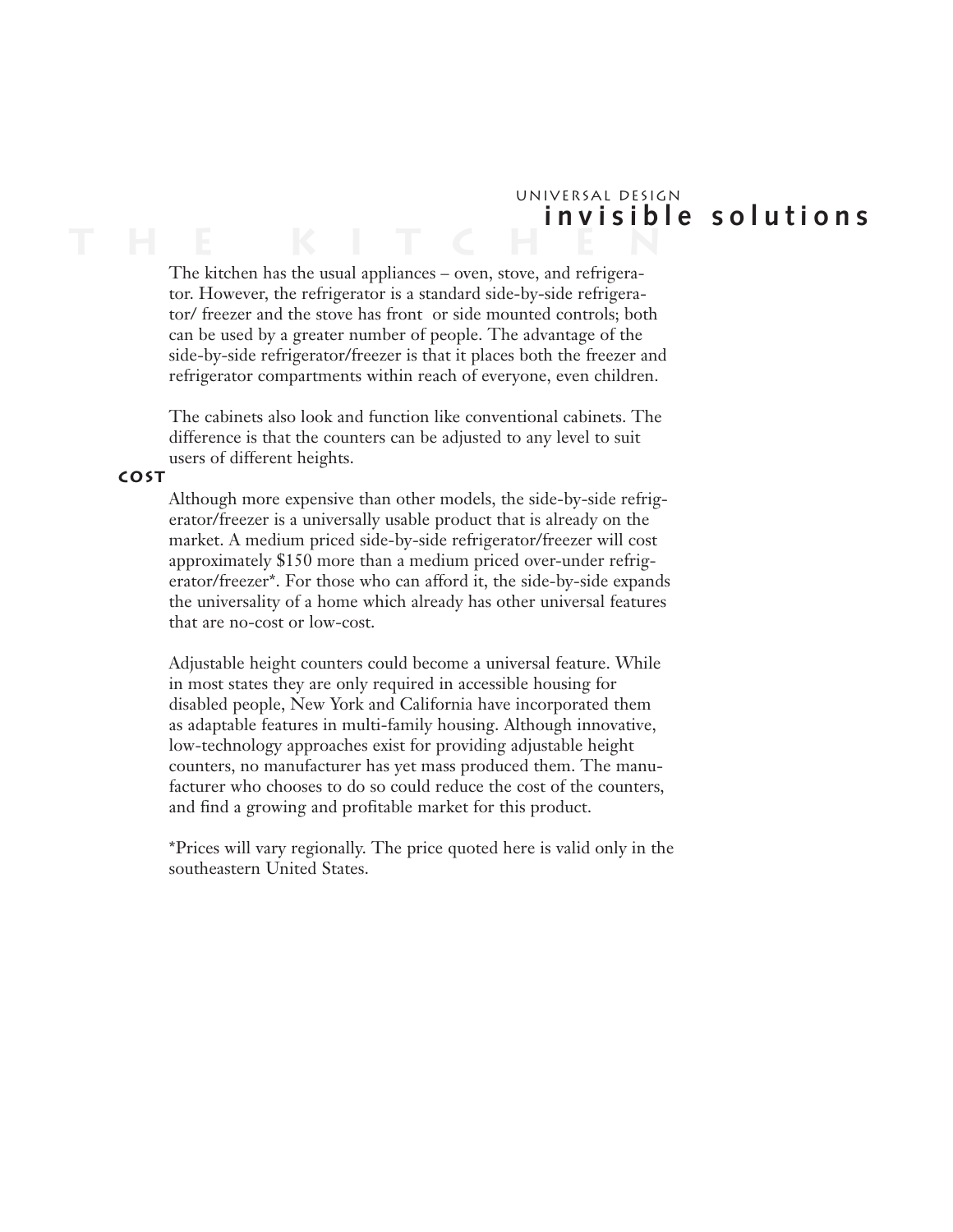UNIVERSAL DESIGN

# invisible solutions

## THE KITCHEN

The kitchen has the usual appliances – oven, stove, and refrigerator. However, the refrigerator is a standard side-by-side refrigerator/ freezer and the stove has front or side mounted controls; both can be used by a greater number of people. The advantage of the side-by-side refrigerator/freezer is that it places both the freezer and refrigerator compartments within reach of everyone, even children.

The cabinets also look and function like conventional cabinets. The difference is that the counters can be adjusted to any level to suit users of different heights.

### COST

Although more expensive than other models, the side-by-side refrigerator/freezer is a universally usable product that is already on the market. A medium priced side-by-side refrigerator/freezer will cost approximately $150 more than a medium priced over-under refrigerator/freezer*. For those who can afford it, the side-by-side expands the universality of a home which already has other universal features that are no-cost or low-cost.

Adjustable height counters could become a universal feature. While in most states they are only required in accessible housing for disabled people, New York and California have incorporated them as adaptable features in multi-family housing. Although innovative, low-technology approaches exist for providing adjustable height counters, no manufacturer has yet mass produced them. The manufacturer who chooses to do so could reduce the cost of the counters, and find a growing and profitable market for this product.

*Prices will vary regionally. The price quoted here is valid only in the southeastern United States.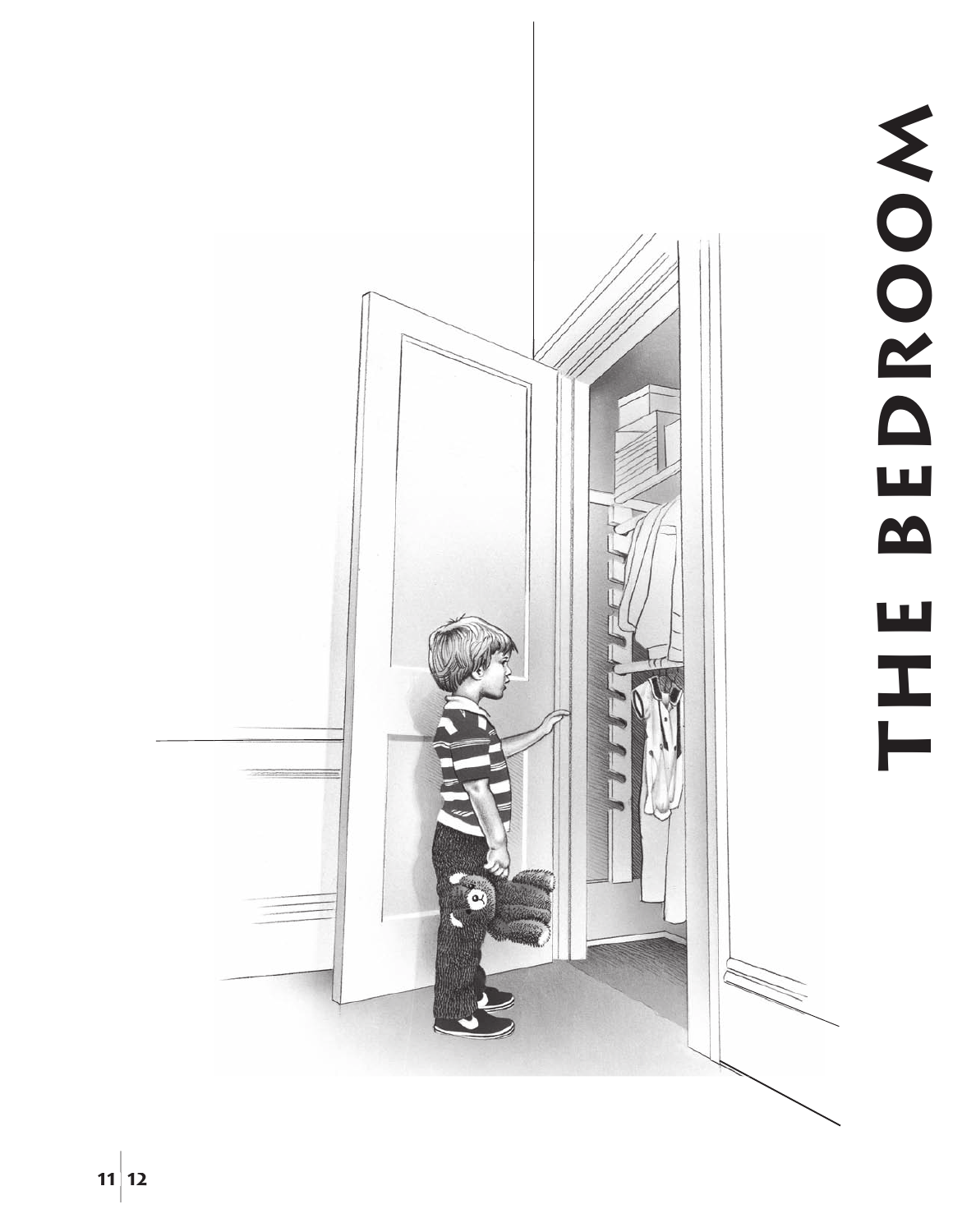# THE BEDROOM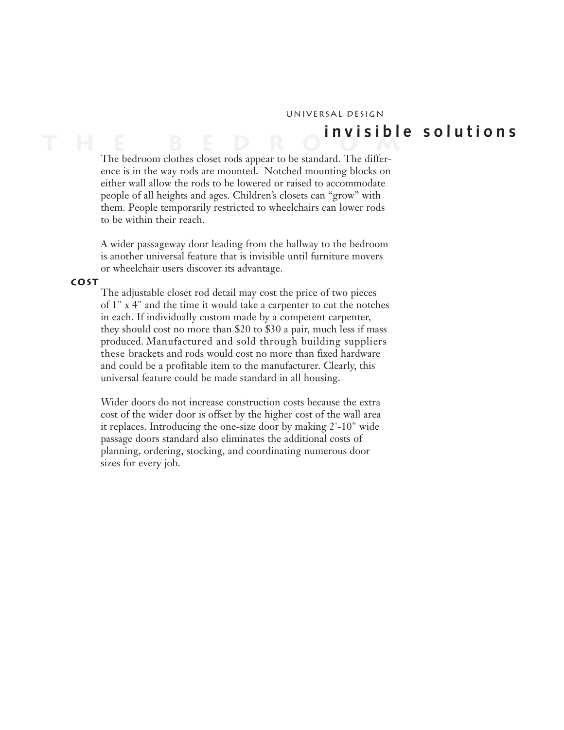UNIVERSAL DESIGN

# THE BEDROOM

## invisible solutions

The bedroom clothes closet rods appear to be standard. The difference is in the way rods are mounted. Notched mounting blocks on either wall allow the rods to be lowered or raised to accommodate people of all heights and ages. Children's closets can "grow" with them. People temporarily restricted to wheelchairs can lower rods to be within their reach.

A wider passageway door leading from the hallway to the bedroom is another universal feature that is invisible until furniture movers or wheelchair users discover its advantage.

### cost

The adjustable closet rod detail may cost the price of two pieces of 1" x 4" and the time it would take a carpenter to cut the notches in each. If individually custom made by a competent carpenter, they should cost no more than $20 to $30 a pair, much less if mass produced. Manufactured and sold through building suppliers these brackets and rods would cost no more than fixed hardware and could be a profitable item to the manufacturer. Clearly, this universal feature could be made standard in all housing.

Wider doors do not increase construction costs because the extra cost of the wider door is offset by the higher cost of the wall area it replaces. Introducing the one-size door by making 2'-10" wide passage doors standard also eliminates the additional costs of planning, ordering, stocking, and coordinating numerous door sizes for every job.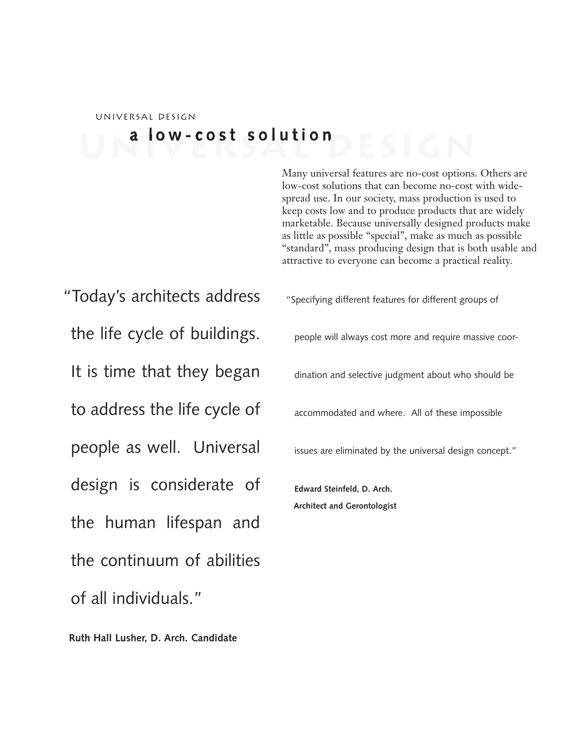UNIVERSAL DESIGN

# a low-cost solution

Many universal features are no-cost options. Others are low-cost solutions that can become no-cost with widespread use. In our society, mass production is used to keep costs low and to produce products that are widely marketable. Because universally designed products make as little as possible "special", make as much as possible "standard", mass producing design that is both usable and attractive to everyone can become a practical reality.

"Today's architects address the life cycle of buildings. It is time that they began to address the life cycle of people as well. Universal design is considerate of the human lifespan and the continuum of abilities of all individuals."

**Ruth Hall Lusher, D. Arch. Candidate**

"Specifying different features for different groups of people will always cost more and require massive coordination and selective judgment about who should be accommodated and where. All of these impossible issues are eliminated by the universal design concept."

**Edward Steinfeld, D. Arch.**
**Architect and Gerontologist**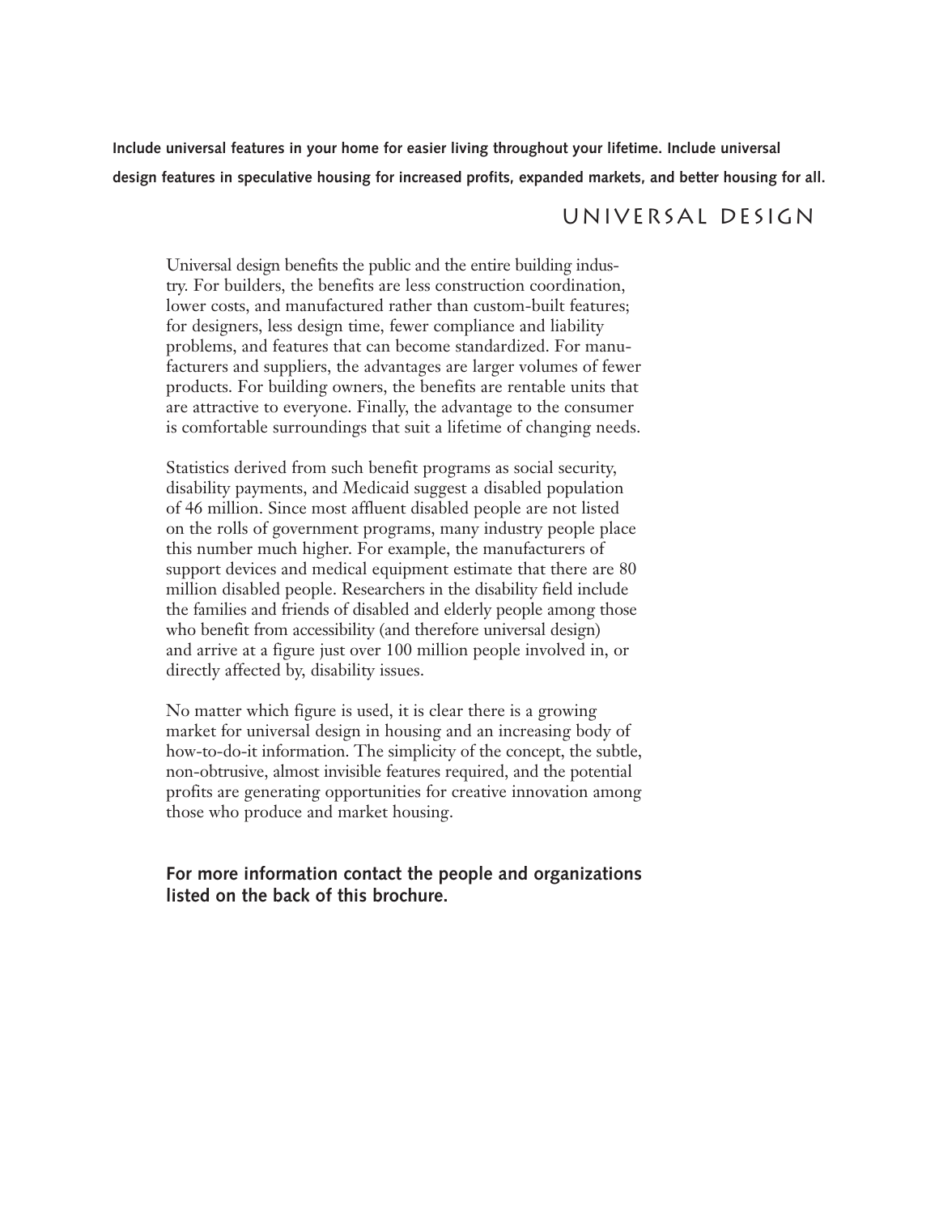**Include universal features in your home for easier living throughout your lifetime. Include universal design features in speculative housing for increased profits, expanded markets, and better housing for all.**

# UNIVERSAL DESIGN

Universal design benefits the public and the entire building industry. For builders, the benefits are less construction coordination, lower costs, and manufactured rather than custom-built features; for designers, less design time, fewer compliance and liability problems, and features that can become standardized. For manufacturers and suppliers, the advantages are larger volumes of fewer products. For building owners, the benefits are rentable units that are attractive to everyone. Finally, the advantage to the consumer is comfortable surroundings that suit a lifetime of changing needs.

Statistics derived from such benefit programs as social security, disability payments, and Medicaid suggest a disabled population of 46 million. Since most affluent disabled people are not listed on the rolls of government programs, many industry people place this number much higher. For example, the manufacturers of support devices and medical equipment estimate that there are 80 million disabled people. Researchers in the disability field include the families and friends of disabled and elderly people among those who benefit from accessibility (and therefore universal design) and arrive at a figure just over 100 million people involved in, or directly affected by, disability issues.

No matter which figure is used, it is clear there is a growing market for universal design in housing and an increasing body of how-to-do-it information. The simplicity of the concept, the subtle, non-obtrusive, almost invisible features required, and the potential profits are generating opportunities for creative innovation among those who produce and market housing.

**For more information contact the people and organizations listed on the back of this brochure.**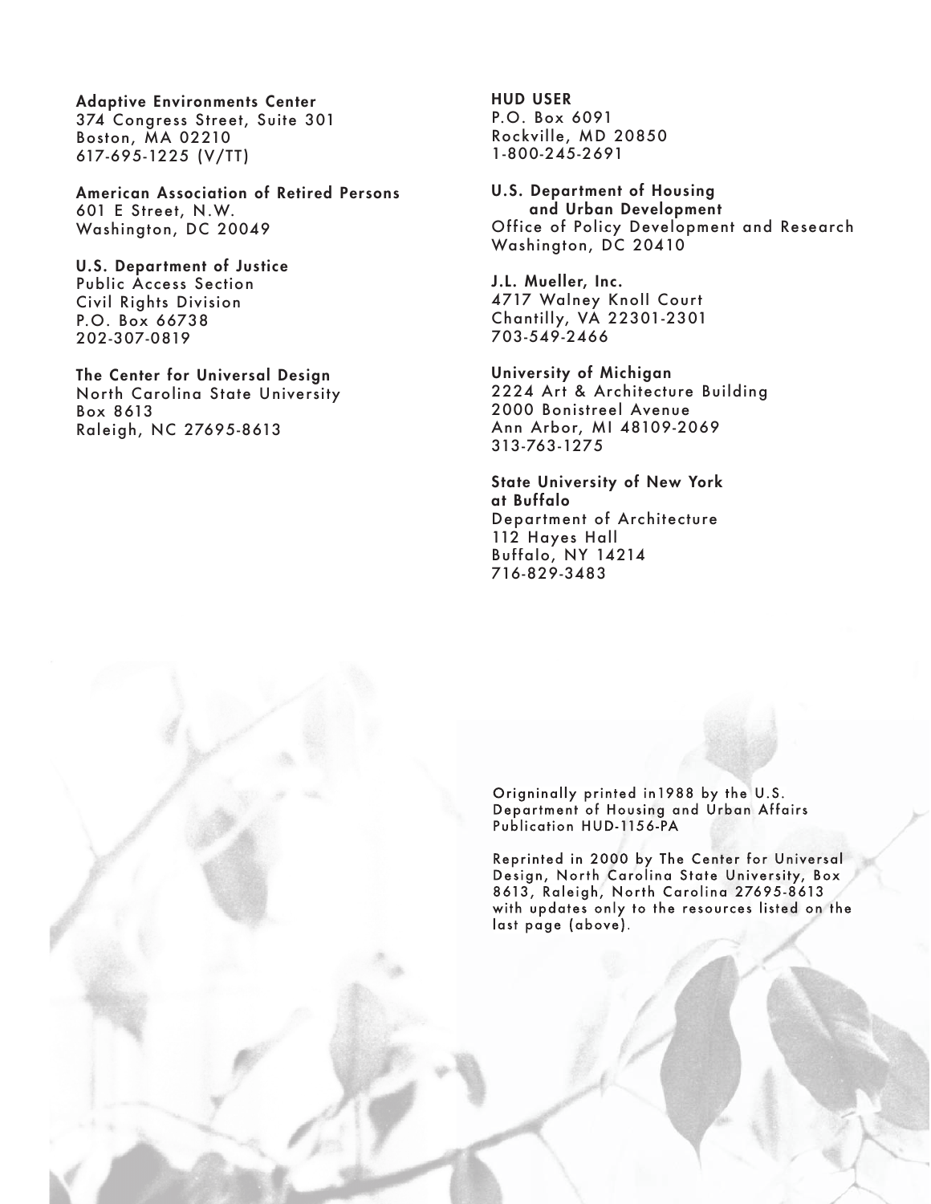**Adaptive Environments Center**
374 Congress Street, Suite 301
Boston, MA 02210
617-695-1225 (V/TT)

**American Association of Retired Persons**
601 E Street, N.W.
Washington, DC 20049

**U.S. Department of Justice**
Public Access Section
Civil Rights Division
P.O. Box 66738
202-307-0819

**The Center for Universal Design**
North Carolina State University
Box 8613
Raleigh, NC 27695-8613

**HUD USER**
P.O. Box 6091
Rockville, MD 20850
1-800-245-2691

**U.S. Department of Housing and Urban Development**
Office of Policy Development and Research
Washington, DC 20410

**J.L. Mueller, Inc.**
4717 Walney Knoll Court
Chantilly, VA 22301-2301
703-549-2466

**University of Michigan**
2224 Art & Architecture Building
2000 Bonistreel Avenue
Ann Arbor, MI 48109-2069
313-763-1275

**State University of New York at Buffalo**
Department of Architecture
112 Hayes Hall
Buffalo, NY 14214
716-829-3483

Origninally printed in1988 by the U.S. Department of Housing and Urban Affairs Publication HUD-1156-PA

Reprinted in 2000 by The Center for Universal Design, North Carolina State University, Box 8613, Raleigh, North Carolina 27695-8613 with updates only to the resources listed on the last page (above).